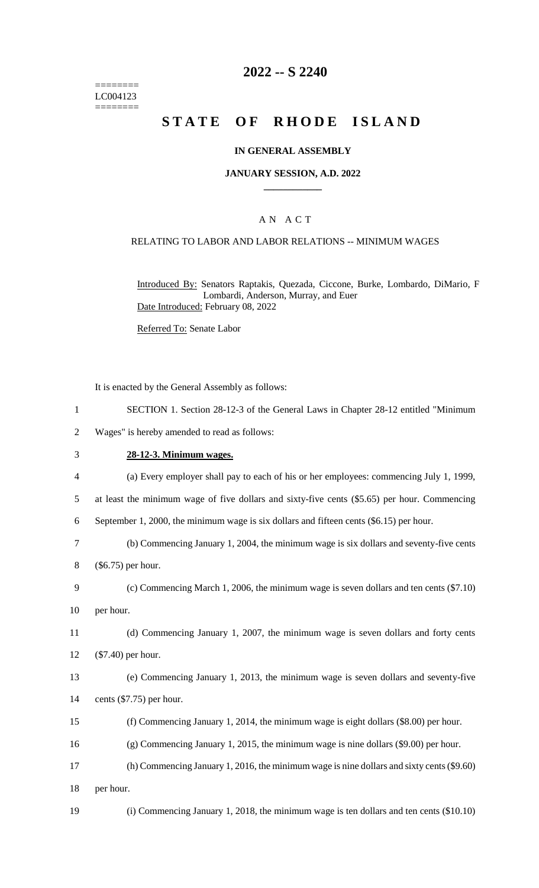========
LC004123
========

# 2022 -- S 2240

# STATE OF RHODE ISLAND

### IN GENERAL ASSEMBLY

### JANUARY SESSION, A.D. 2022

### A N A C T

RELATING TO LABOR AND LABOR RELATIONS -- MINIMUM WAGES

Introduced By: Senators Raptakis, Quezada, Ciccone, Burke, Lombardo, DiMario, F Lombardi, Anderson, Murray, and Euer

Date Introduced: February 08, 2022

Referred To: Senate Labor

It is enacted by the General Assembly as follows:

1 SECTION 1. Section 28-12-3 of the General Laws in Chapter 28-12 entitled "Minimum
2 Wages" is hereby amended to read as follows:

3 **28-12-3. Minimum wages.**

4 (a) Every employer shall pay to each of his or her employees: commencing July 1, 1999,
5 at least the minimum wage of five dollars and sixty-five cents ($5.65) per hour. Commencing
6 September 1, 2000, the minimum wage is six dollars and fifteen cents ($6.15) per hour.

7 (b) Commencing January 1, 2004, the minimum wage is six dollars and seventy-five cents
8 ($6.75) per hour.

9 (c) Commencing March 1, 2006, the minimum wage is seven dollars and ten cents ($7.10)
10 per hour.

11 (d) Commencing January 1, 2007, the minimum wage is seven dollars and forty cents
12 ($7.40) per hour.

13 (e) Commencing January 1, 2013, the minimum wage is seven dollars and seventy-five
14 cents ($7.75) per hour.

15 (f) Commencing January 1, 2014, the minimum wage is eight dollars ($8.00) per hour.

16 (g) Commencing January 1, 2015, the minimum wage is nine dollars ($9.00) per hour.

17 (h) Commencing January 1, 2016, the minimum wage is nine dollars and sixty cents ($9.60)
18 per hour.

19 (i) Commencing January 1, 2018, the minimum wage is ten dollars and ten cents ($10.10)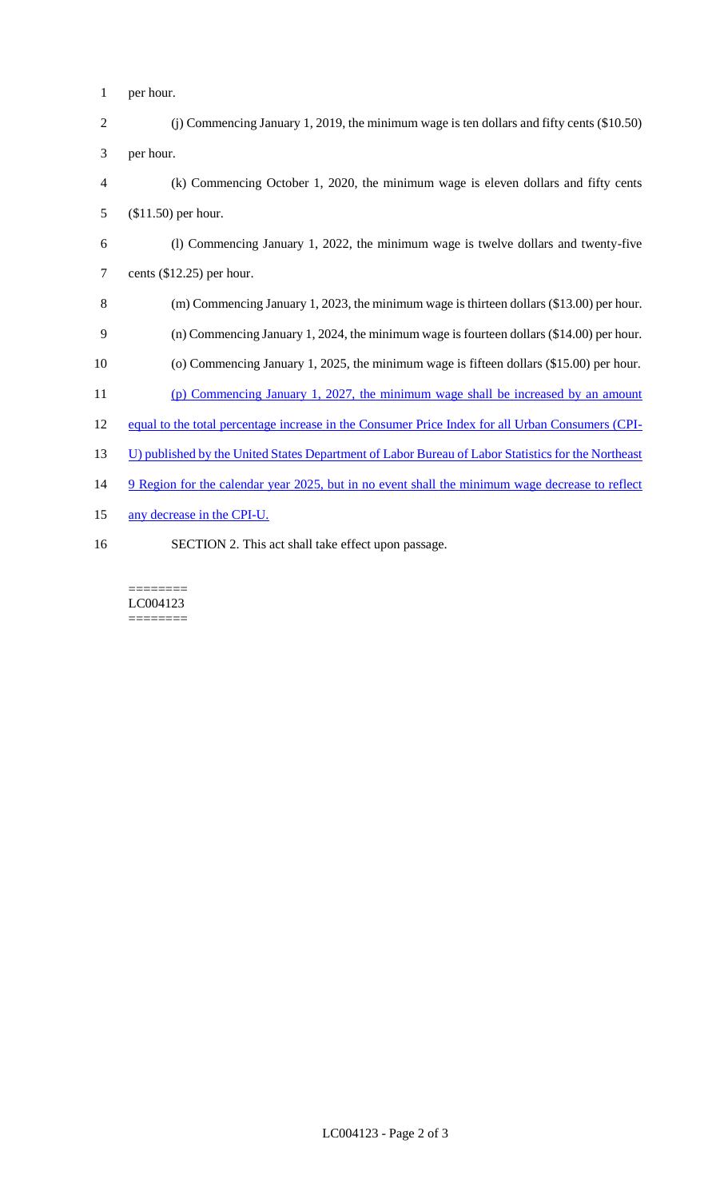per hour.

(j) Commencing January 1, 2019, the minimum wage is ten dollars and fifty cents ($10.50) per hour.

(k) Commencing October 1, 2020, the minimum wage is eleven dollars and fifty cents ($11.50) per hour.

(l) Commencing January 1, 2022, the minimum wage is twelve dollars and twenty-five cents ($12.25) per hour.

(m) Commencing January 1, 2023, the minimum wage is thirteen dollars ($13.00) per hour.

(n) Commencing January 1, 2024, the minimum wage is fourteen dollars ($14.00) per hour.

(o) Commencing January 1, 2025, the minimum wage is fifteen dollars ($15.00) per hour.

<u>(p) Commencing January 1, 2027, the minimum wage shall be increased by an amount equal to the total percentage increase in the Consumer Price Index for all Urban Consumers (CPI-U) published by the United States Department of Labor Bureau of Labor Statistics for the Northeast 9 Region for the calendar year 2025, but in no event shall the minimum wage decrease to reflect any decrease in the CPI-U.</u>

SECTION 2. This act shall take effect upon passage.

========
LC004123
========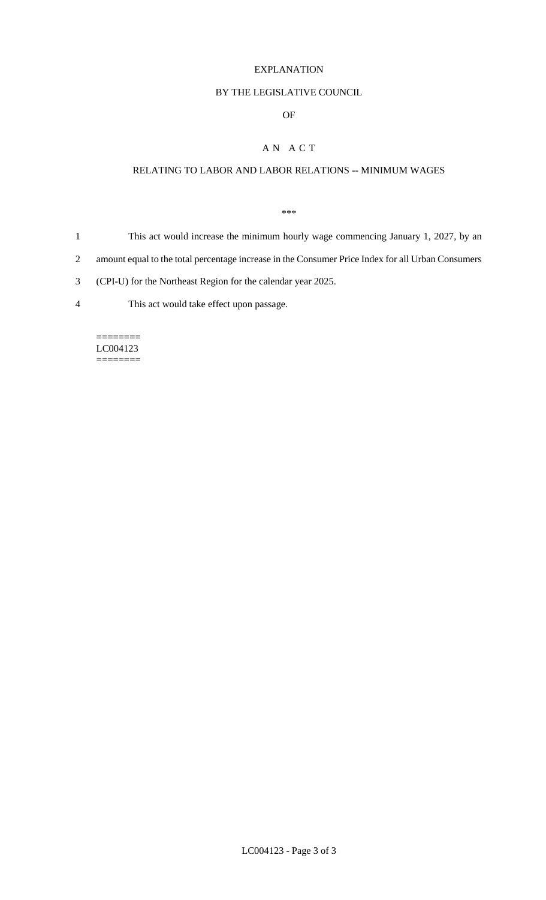EXPLANATION

BY THE LEGISLATIVE COUNCIL

OF

# A N A C T

RELATING TO LABOR AND LABOR RELATIONS -- MINIMUM WAGES

***

This act would increase the minimum hourly wage commencing January 1, 2027, by an amount equal to the total percentage increase in the Consumer Price Index for all Urban Consumers (CPI-U) for the Northeast Region for the calendar year 2025.

This act would take effect upon passage.

========
LC004123
========